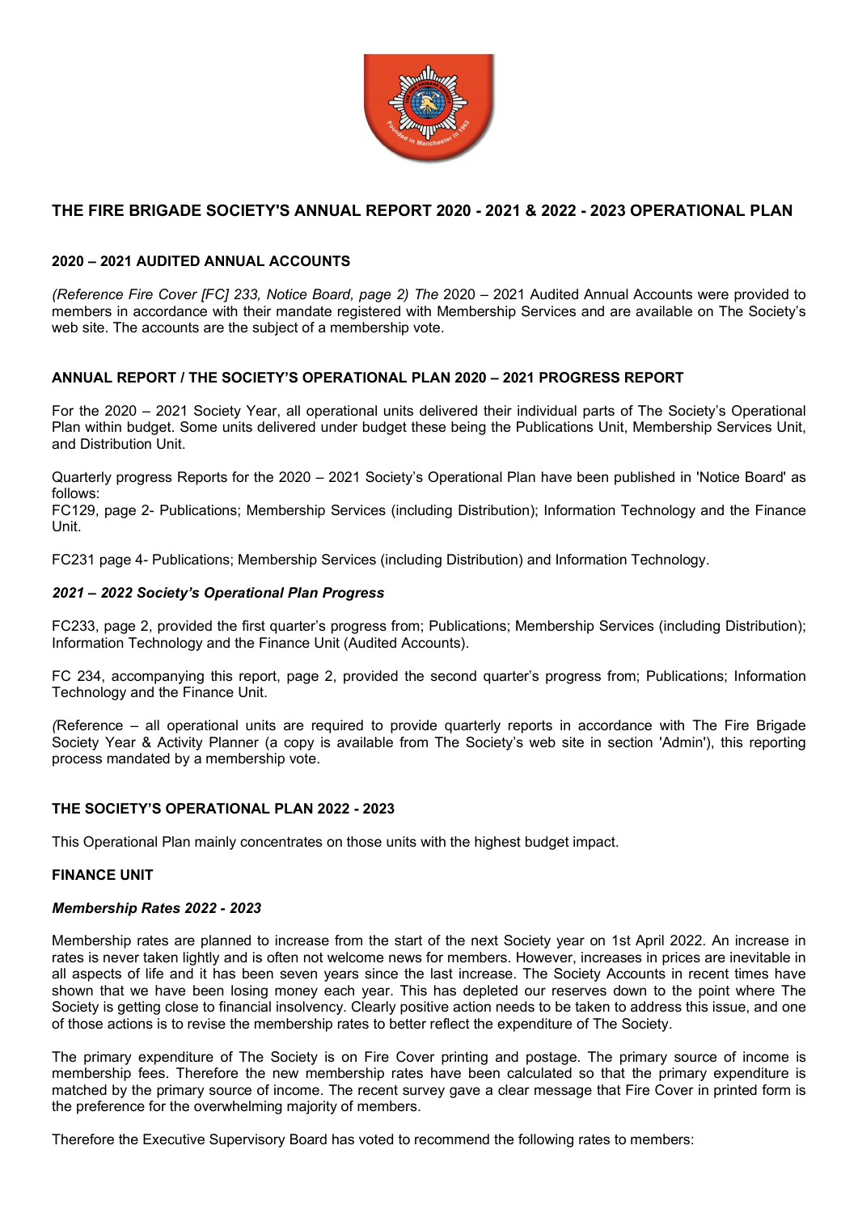# THE FIRE BRIGADE SOCIETY'S ANNUAL REPORT 2020 - 2021 & 2022 - 2023 OPERATIONAL PLAN

## 2020 – 2021 AUDITED ANNUAL ACCOUNTS

*(Reference Fire Cover [FC] 233, Notice Board, page 2) The* 2020 – 2021 Audited Annual Accounts were provided to members in accordance with their mandate registered with Membership Services and are available on The Society's web site. The accounts are the subject of a membership vote.

## ANNUAL REPORT / THE SOCIETY'S OPERATIONAL PLAN 2020 – 2021 PROGRESS REPORT

For the 2020 – 2021 Society Year, all operational units delivered their individual parts of The Society's Operational Plan within budget. Some units delivered under budget these being the Publications Unit, Membership Services Unit, and Distribution Unit.

Quarterly progress Reports for the 2020 – 2021 Society's Operational Plan have been published in 'Notice Board' as follows:
FC129, page 2- Publications; Membership Services (including Distribution); Information Technology and the Finance Unit.

FC231 page 4- Publications; Membership Services (including Distribution) and Information Technology.

### *2021 – 2022 Society's Operational Plan Progress*

FC233, page 2, provided the first quarter's progress from; Publications; Membership Services (including Distribution); Information Technology and the Finance Unit (Audited Accounts).

FC 234, accompanying this report, page 2, provided the second quarter's progress from; Publications; Information Technology and the Finance Unit.

*(*Reference – all operational units are required to provide quarterly reports in accordance with The Fire Brigade Society Year & Activity Planner (a copy is available from The Society's web site in section 'Admin'), this reporting process mandated by a membership vote.

## THE SOCIETY'S OPERATIONAL PLAN 2022 - 2023

This Operational Plan mainly concentrates on those units with the highest budget impact.

## FINANCE UNIT

### *Membership Rates 2022 - 2023*

Membership rates are planned to increase from the start of the next Society year on 1st April 2022. An increase in rates is never taken lightly and is often not welcome news for members. However, increases in prices are inevitable in all aspects of life and it has been seven years since the last increase. The Society Accounts in recent times have shown that we have been losing money each year. This has depleted our reserves down to the point where The Society is getting close to financial insolvency. Clearly positive action needs to be taken to address this issue, and one of those actions is to revise the membership rates to better reflect the expenditure of The Society.

The primary expenditure of The Society is on Fire Cover printing and postage. The primary source of income is membership fees. Therefore the new membership rates have been calculated so that the primary expenditure is matched by the primary source of income. The recent survey gave a clear message that Fire Cover in printed form is the preference for the overwhelming majority of members.

Therefore the Executive Supervisory Board has voted to recommend the following rates to members: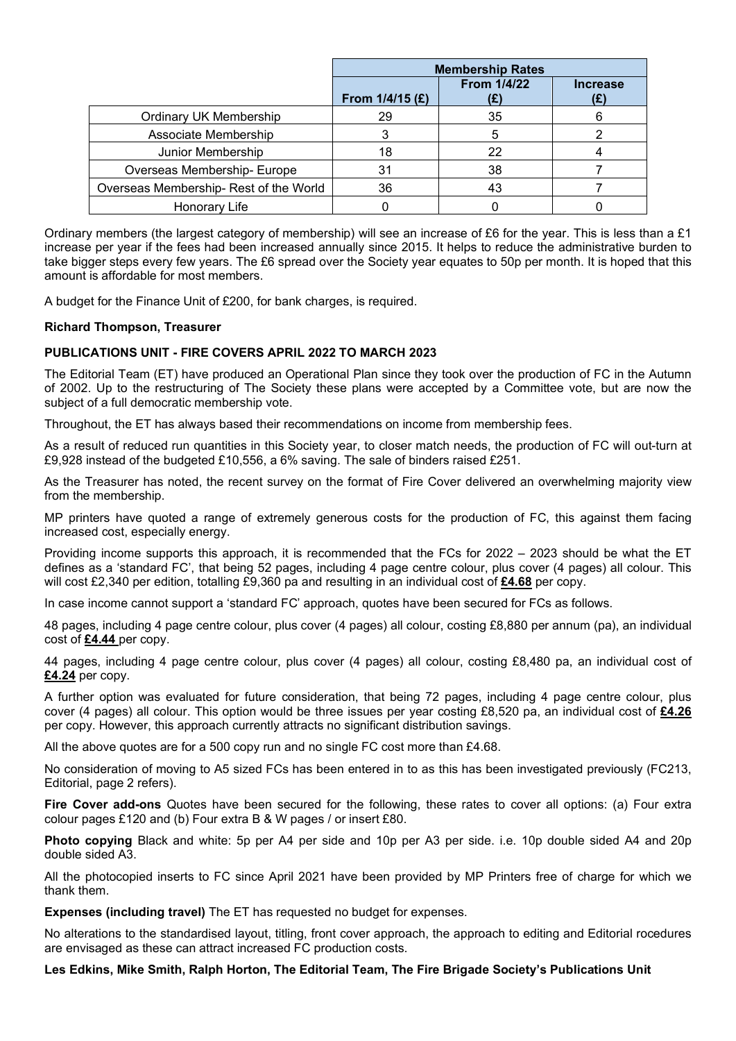| | Membership Rates | | |
|---|---|---|---|
| | From 1/4/15 (£) | From 1/4/22 (£) | Increase (£) |
| Ordinary UK Membership | 29 | 35 | 6 |
| Associate Membership | 3 | 5 | 2 |
| Junior Membership | 18 | 22 | 4 |
| Overseas Membership- Europe | 31 | 38 | 7 |
| Overseas Membership- Rest of the World | 36 | 43 | 7 |
| Honorary Life | 0 | 0 | 0 |

Ordinary members (the largest category of membership) will see an increase of £6 for the year. This is less than a £1 increase per year if the fees had been increased annually since 2015. It helps to reduce the administrative burden to take bigger steps every few years. The £6 spread over the Society year equates to 50p per month. It is hoped that this amount is affordable for most members.

A budget for the Finance Unit of £200, for bank charges, is required.

**Richard Thompson, Treasurer**

**PUBLICATIONS UNIT - FIRE COVERS APRIL 2022 TO MARCH 2023**

The Editorial Team (ET) have produced an Operational Plan since they took over the production of FC in the Autumn of 2002. Up to the restructuring of The Society these plans were accepted by a Committee vote, but are now the subject of a full democratic membership vote.

Throughout, the ET has always based their recommendations on income from membership fees.

As a result of reduced run quantities in this Society year, to closer match needs, the production of FC will out-turn at £9,928 instead of the budgeted £10,556, a 6% saving. The sale of binders raised £251.

As the Treasurer has noted, the recent survey on the format of Fire Cover delivered an overwhelming majority view from the membership.

MP printers have quoted a range of extremely generous costs for the production of FC, this against them facing increased cost, especially energy.

Providing income supports this approach, it is recommended that the FCs for 2022 – 2023 should be what the ET defines as a 'standard FC', that being 52 pages, including 4 page centre colour, plus cover (4 pages) all colour. This will cost £2,340 per edition, totalling £9,360 pa and resulting in an individual cost of **£4.68** per copy.

In case income cannot support a 'standard FC' approach, quotes have been secured for FCs as follows.

48 pages, including 4 page centre colour, plus cover (4 pages) all colour, costing £8,880 per annum (pa), an individual cost of **£4.44** per copy.

44 pages, including 4 page centre colour, plus cover (4 pages) all colour, costing £8,480 pa, an individual cost of **£4.24** per copy.

A further option was evaluated for future consideration, that being 72 pages, including 4 page centre colour, plus cover (4 pages) all colour. This option would be three issues per year costing £8,520 pa, an individual cost of **£4.26** per copy. However, this approach currently attracts no significant distribution savings.

All the above quotes are for a 500 copy run and no single FC cost more than £4.68.

No consideration of moving to A5 sized FCs has been entered in to as this has been investigated previously (FC213, Editorial, page 2 refers).

**Fire Cover add-ons** Quotes have been secured for the following, these rates to cover all options: (a) Four extra colour pages £120 and (b) Four extra B & W pages / or insert £80.

**Photo copying** Black and white: 5p per A4 per side and 10p per A3 per side. i.e. 10p double sided A4 and 20p double sided A3.

All the photocopied inserts to FC since April 2021 have been provided by MP Printers free of charge for which we thank them.

**Expenses (including travel)** The ET has requested no budget for expenses.

No alterations to the standardised layout, titling, front cover approach, the approach to editing and Editorial rocedures are envisaged as these can attract increased FC production costs.

**Les Edkins, Mike Smith, Ralph Horton, The Editorial Team, The Fire Brigade Society's Publications Unit**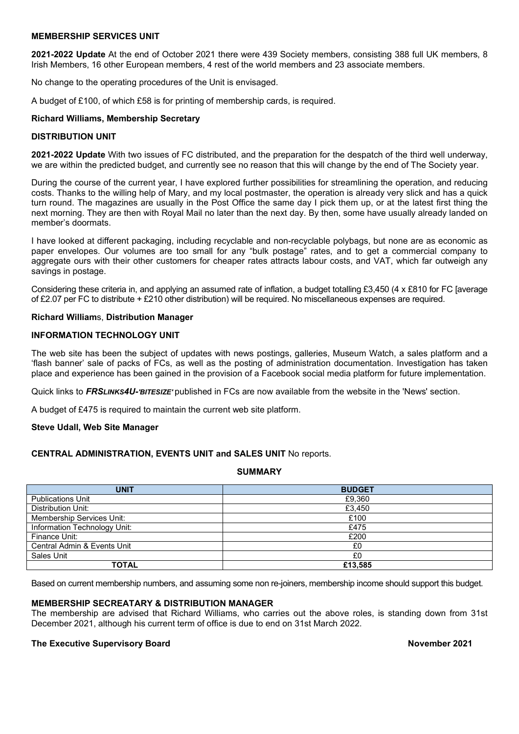**MEMBERSHIP SERVICES UNIT**

**2021-2022 Update** At the end of October 2021 there were 439 Society members, consisting 388 full UK members, 8 Irish Members, 16 other European members, 4 rest of the world members and 23 associate members.

No change to the operating procedures of the Unit is envisaged.

A budget of £100, of which £58 is for printing of membership cards, is required.

**Richard Williams, Membership Secretary**

**DISTRIBUTION UNIT**

**2021-2022 Update** With two issues of FC distributed, and the preparation for the despatch of the third well underway, we are within the predicted budget, and currently see no reason that this will change by the end of The Society year.

During the course of the current year, I have explored further possibilities for streamlining the operation, and reducing costs. Thanks to the willing help of Mary, and my local postmaster, the operation is already very slick and has a quick turn round. The magazines are usually in the Post Office the same day I pick them up, or at the latest first thing the next morning. They are then with Royal Mail no later than the next day. By then, some have usually already landed on member's doormats.

I have looked at different packaging, including recyclable and non-recyclable polybags, but none are as economic as paper envelopes. Our volumes are too small for any "bulk postage" rates, and to get a commercial company to aggregate ours with their other customers for cheaper rates attracts labour costs, and VAT, which far outweigh any savings in postage.

Considering these criteria in, and applying an assumed rate of inflation, a budget totalling £3,450 (4 x £810 for FC [average of £2.07 per FC to distribute + £210 other distribution) will be required. No miscellaneous expenses are required.

**Richard Williams, Distribution Manager**

**INFORMATION TECHNOLOGY UNIT**

The web site has been the subject of updates with news postings, galleries, Museum Watch, a sales platform and a 'flash banner' sale of packs of FCs, as well as the posting of administration documentation. Investigation has taken place and experience has been gained in the provision of a Facebook social media platform for future implementation.

Quick links to ***FRSLINKS4U-'BITESIZE'*** published in FCs are now available from the website in the 'News' section.

A budget of £475 is required to maintain the current web site platform.

**Steve Udall, Web Site Manager**

**CENTRAL ADMINISTRATION, EVENTS UNIT and SALES UNIT** No reports.

**SUMMARY**

| UNIT | BUDGET |
|---|---|
| Publications Unit | £9,360 |
| Distribution Unit: | £3,450 |
| Membership Services Unit: | £100 |
| Information Technology Unit: | £475 |
| Finance Unit: | £200 |
| Central Admin & Events Unit | £0 |
| Sales Unit | £0 |
| **TOTAL** | **£13,585** |

Based on current membership numbers, and assuming some non re-joiners, membership income should support this budget.

**MEMBERSHIP SECREATARY & DISTRIBUTION MANAGER**

The membership are advised that Richard Williams, who carries out the above roles, is standing down from 31st December 2021, although his current term of office is due to end on 31st March 2022.

**The Executive Supervisory Board** **November 2021**